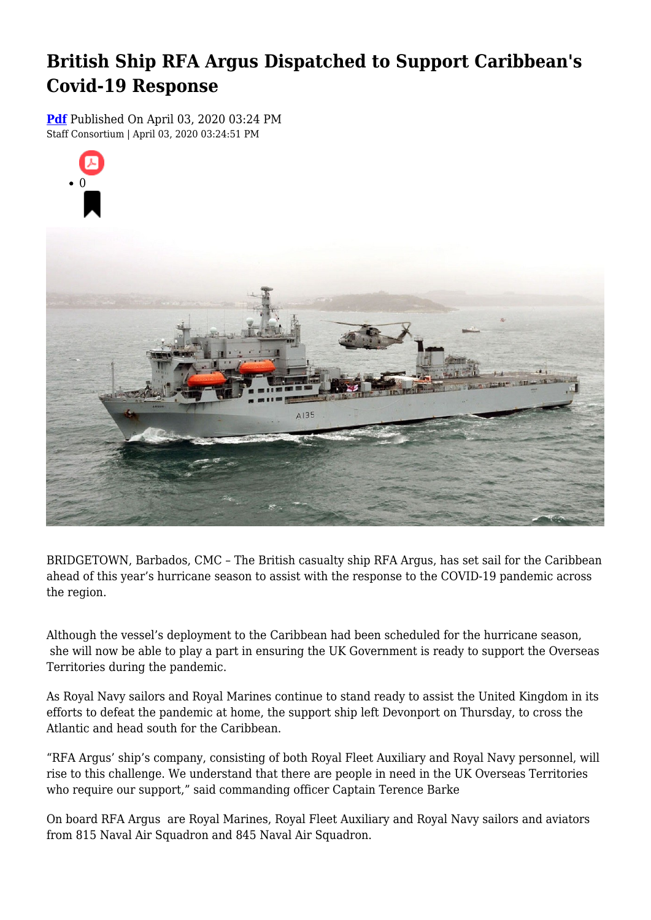# British Ship RFA Argus Dispatched to Support Caribbean's Covid-19 Response

**Pdf** Published On April 03, 2020 03:24 PM
Staff Consortium | April 03, 2020 03:24:51 PM

- 0

BRIDGETOWN, Barbados, CMC – The British casualty ship RFA Argus, has set sail for the Caribbean ahead of this year's hurricane season to assist with the response to the COVID-19 pandemic across the region.

Although the vessel's deployment to the Caribbean had been scheduled for the hurricane season, she will now be able to play a part in ensuring the UK Government is ready to support the Overseas Territories during the pandemic.

As Royal Navy sailors and Royal Marines continue to stand ready to assist the United Kingdom in its efforts to defeat the pandemic at home, the support ship left Devonport on Thursday, to cross the Atlantic and head south for the Caribbean.

"RFA Argus' ship's company, consisting of both Royal Fleet Auxiliary and Royal Navy personnel, will rise to this challenge. We understand that there are people in need in the UK Overseas Territories who require our support," said commanding officer Captain Terence Barke

On board RFA Argus are Royal Marines, Royal Fleet Auxiliary and Royal Navy sailors and aviators from 815 Naval Air Squadron and 845 Naval Air Squadron.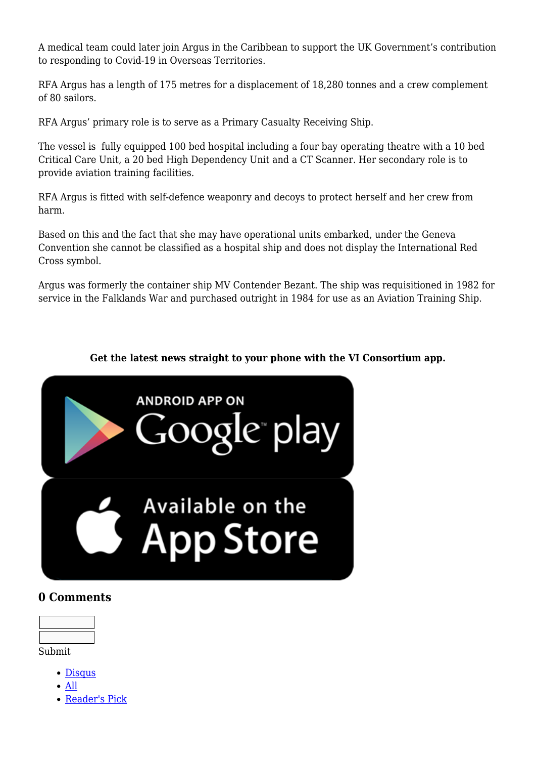A medical team could later join Argus in the Caribbean to support the UK Government's contribution to responding to Covid-19 in Overseas Territories.

RFA Argus has a length of 175 metres for a displacement of 18,280 tonnes and a crew complement of 80 sailors.

RFA Argus' primary role is to serve as a Primary Casualty Receiving Ship.

The vessel is  fully equipped 100 bed hospital including a four bay operating theatre with a 10 bed Critical Care Unit, a 20 bed High Dependency Unit and a CT Scanner. Her secondary role is to provide aviation training facilities.

RFA Argus is fitted with self-defence weaponry and decoys to protect herself and her crew from harm.

Based on this and the fact that she may have operational units embarked, under the Geneva Convention she cannot be classified as a hospital ship and does not display the International Red Cross symbol.

Argus was formerly the container ship MV Contender Bezant. The ship was requisitioned in 1982 for service in the Falklands War and purchased outright in 1984 for use as an Aviation Training Ship.

**Get the latest news straight to your phone with the VI Consortium app.**

ANDROID APP ON Google play

Available on the App Store

### 0 Comments

Submit

- Disqus
- All
- Reader's Pick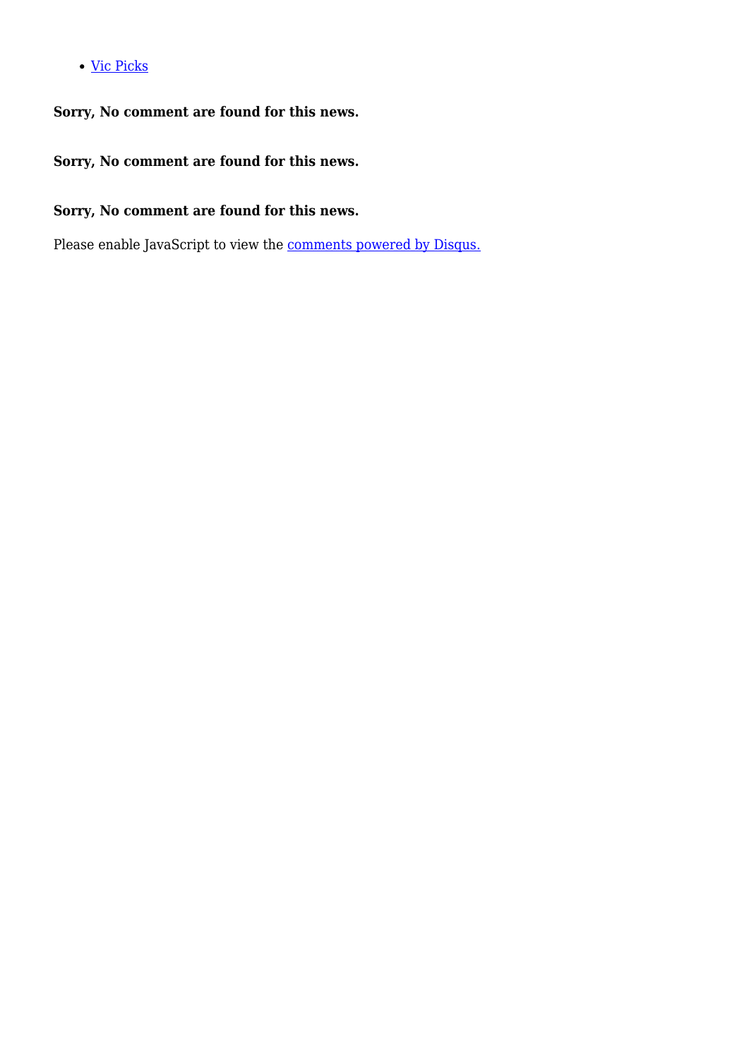- Vic Picks

**Sorry, No comment are found for this news.**

**Sorry, No comment are found for this news.**

**Sorry, No comment are found for this news.**

Please enable JavaScript to view the comments powered by Disqus.